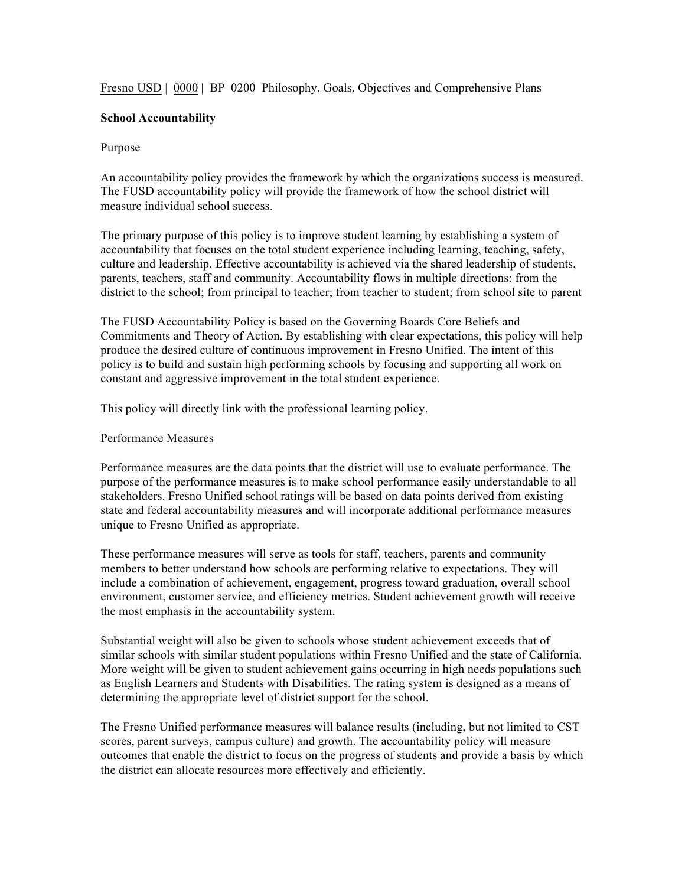Fresno USD | 0000 | BP 0200 Philosophy, Goals, Objectives and Comprehensive Plans

**School Accountability**

Purpose

An accountability policy provides the framework by which the organizations success is measured. The FUSD accountability policy will provide the framework of how the school district will measure individual school success.

The primary purpose of this policy is to improve student learning by establishing a system of accountability that focuses on the total student experience including learning, teaching, safety, culture and leadership. Effective accountability is achieved via the shared leadership of students, parents, teachers, staff and community. Accountability flows in multiple directions: from the district to the school; from principal to teacher; from teacher to student; from school site to parent

The FUSD Accountability Policy is based on the Governing Boards Core Beliefs and Commitments and Theory of Action. By establishing with clear expectations, this policy will help produce the desired culture of continuous improvement in Fresno Unified. The intent of this policy is to build and sustain high performing schools by focusing and supporting all work on constant and aggressive improvement in the total student experience.

This policy will directly link with the professional learning policy.

Performance Measures

Performance measures are the data points that the district will use to evaluate performance. The purpose of the performance measures is to make school performance easily understandable to all stakeholders. Fresno Unified school ratings will be based on data points derived from existing state and federal accountability measures and will incorporate additional performance measures unique to Fresno Unified as appropriate.

These performance measures will serve as tools for staff, teachers, parents and community members to better understand how schools are performing relative to expectations. They will include a combination of achievement, engagement, progress toward graduation, overall school environment, customer service, and efficiency metrics. Student achievement growth will receive the most emphasis in the accountability system.

Substantial weight will also be given to schools whose student achievement exceeds that of similar schools with similar student populations within Fresno Unified and the state of California. More weight will be given to student achievement gains occurring in high needs populations such as English Learners and Students with Disabilities. The rating system is designed as a means of determining the appropriate level of district support for the school.

The Fresno Unified performance measures will balance results (including, but not limited to CST scores, parent surveys, campus culture) and growth. The accountability policy will measure outcomes that enable the district to focus on the progress of students and provide a basis by which the district can allocate resources more effectively and efficiently.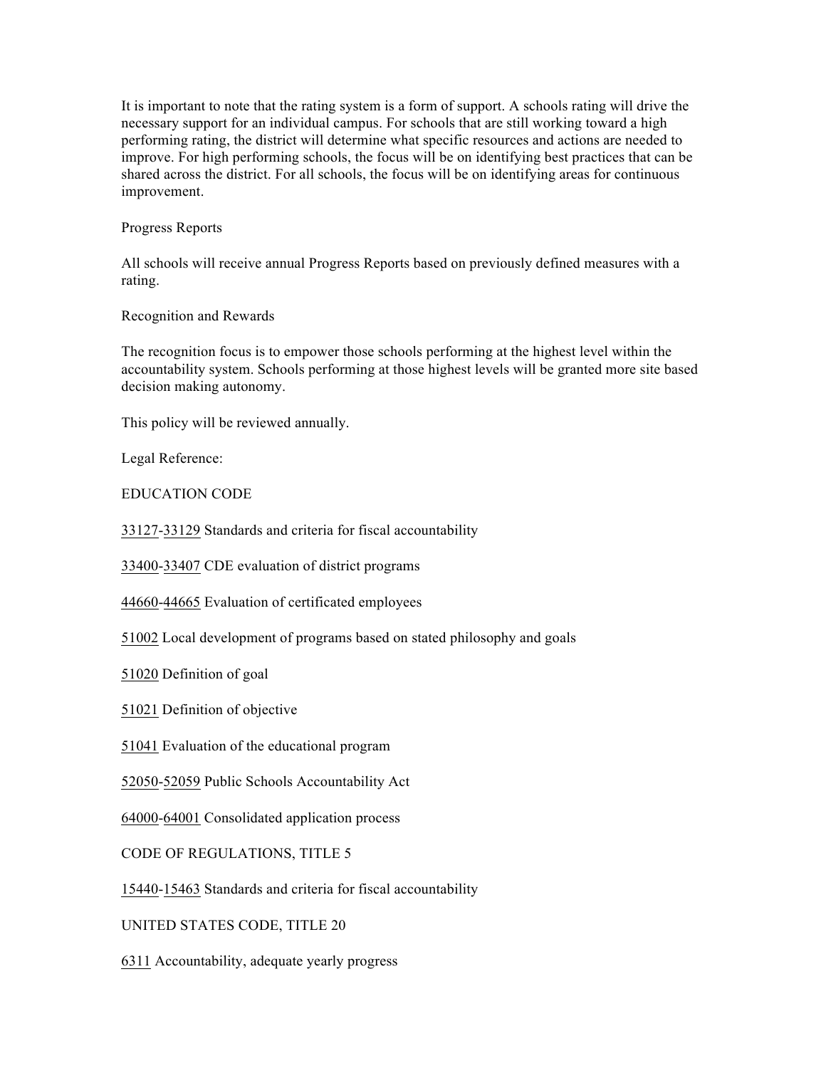It is important to note that the rating system is a form of support. A schools rating will drive the necessary support for an individual campus. For schools that are still working toward a high performing rating, the district will determine what specific resources and actions are needed to improve. For high performing schools, the focus will be on identifying best practices that can be shared across the district. For all schools, the focus will be on identifying areas for continuous improvement.

Progress Reports

All schools will receive annual Progress Reports based on previously defined measures with a rating.

Recognition and Rewards

The recognition focus is to empower those schools performing at the highest level within the accountability system. Schools performing at those highest levels will be granted more site based decision making autonomy.

This policy will be reviewed annually.

Legal Reference:

EDUCATION CODE

33127-33129 Standards and criteria for fiscal accountability

33400-33407 CDE evaluation of district programs

44660-44665 Evaluation of certificated employees

51002 Local development of programs based on stated philosophy and goals

51020 Definition of goal

51021 Definition of objective

51041 Evaluation of the educational program

52050-52059 Public Schools Accountability Act

64000-64001 Consolidated application process

CODE OF REGULATIONS, TITLE 5

15440-15463 Standards and criteria for fiscal accountability

UNITED STATES CODE, TITLE 20

6311 Accountability, adequate yearly progress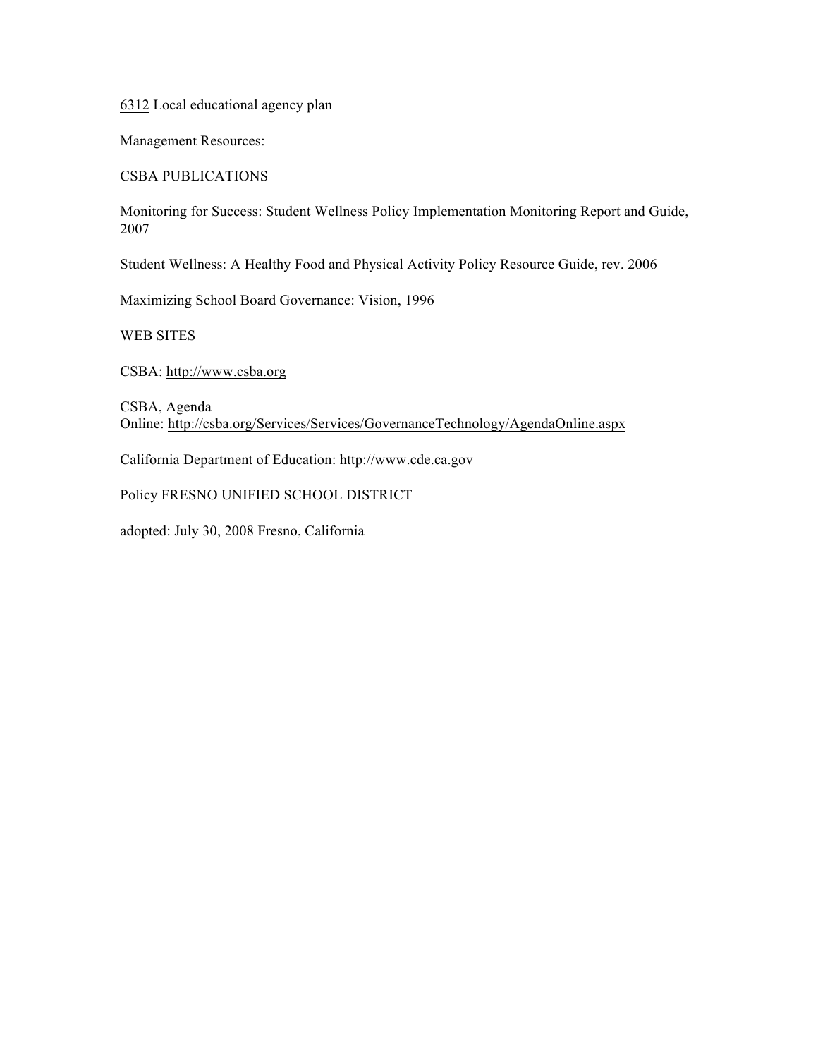6312 Local educational agency plan

Management Resources:

CSBA PUBLICATIONS

Monitoring for Success: Student Wellness Policy Implementation Monitoring Report and Guide, 2007

Student Wellness: A Healthy Food and Physical Activity Policy Resource Guide, rev. 2006

Maximizing School Board Governance: Vision, 1996

WEB SITES

CSBA: http://www.csba.org

CSBA, Agenda Online: http://csba.org/Services/Services/GovernanceTechnology/AgendaOnline.aspx

California Department of Education: http://www.cde.ca.gov

Policy FRESNO UNIFIED SCHOOL DISTRICT

adopted: July 30, 2008 Fresno, California